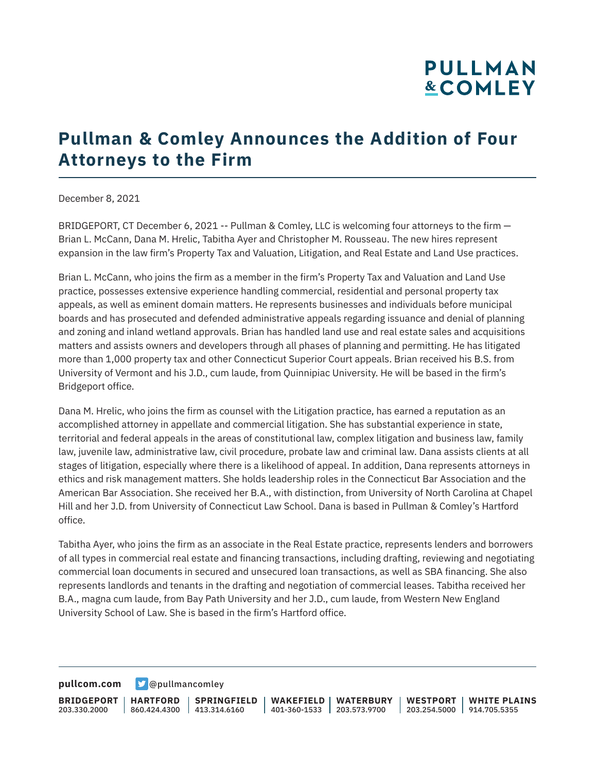# Pullman & Comley Announces the Addition of Four Attorneys to the Firm

December 8, 2021

BRIDGEPORT, CT December 6, 2021 -- Pullman & Comley, LLC is welcoming four attorneys to the firm — Brian L. McCann, Dana M. Hrelic, Tabitha Ayer and Christopher M. Rousseau. The new hires represent expansion in the law firm's Property Tax and Valuation, Litigation, and Real Estate and Land Use practices.

Brian L. McCann, who joins the firm as a member in the firm's Property Tax and Valuation and Land Use practice, possesses extensive experience handling commercial, residential and personal property tax appeals, as well as eminent domain matters. He represents businesses and individuals before municipal boards and has prosecuted and defended administrative appeals regarding issuance and denial of planning and zoning and inland wetland approvals. Brian has handled land use and real estate sales and acquisitions matters and assists owners and developers through all phases of planning and permitting. He has litigated more than 1,000 property tax and other Connecticut Superior Court appeals. Brian received his B.S. from University of Vermont and his J.D., cum laude, from Quinnipiac University. He will be based in the firm's Bridgeport office.

Dana M. Hrelic, who joins the firm as counsel with the Litigation practice, has earned a reputation as an accomplished attorney in appellate and commercial litigation. She has substantial experience in state, territorial and federal appeals in the areas of constitutional law, complex litigation and business law, family law, juvenile law, administrative law, civil procedure, probate law and criminal law. Dana assists clients at all stages of litigation, especially where there is a likelihood of appeal. In addition, Dana represents attorneys in ethics and risk management matters. She holds leadership roles in the Connecticut Bar Association and the American Bar Association. She received her B.A., with distinction, from University of North Carolina at Chapel Hill and her J.D. from University of Connecticut Law School. Dana is based in Pullman & Comley's Hartford office.

Tabitha Ayer, who joins the firm as an associate in the Real Estate practice, represents lenders and borrowers of all types in commercial real estate and financing transactions, including drafting, reviewing and negotiating commercial loan documents in secured and unsecured loan transactions, as well as SBA financing. She also represents landlords and tenants in the drafting and negotiation of commercial leases. Tabitha received her B.A., magna cum laude, from Bay Path University and her J.D., cum laude, from Western New England University School of Law. She is based in the firm's Hartford office.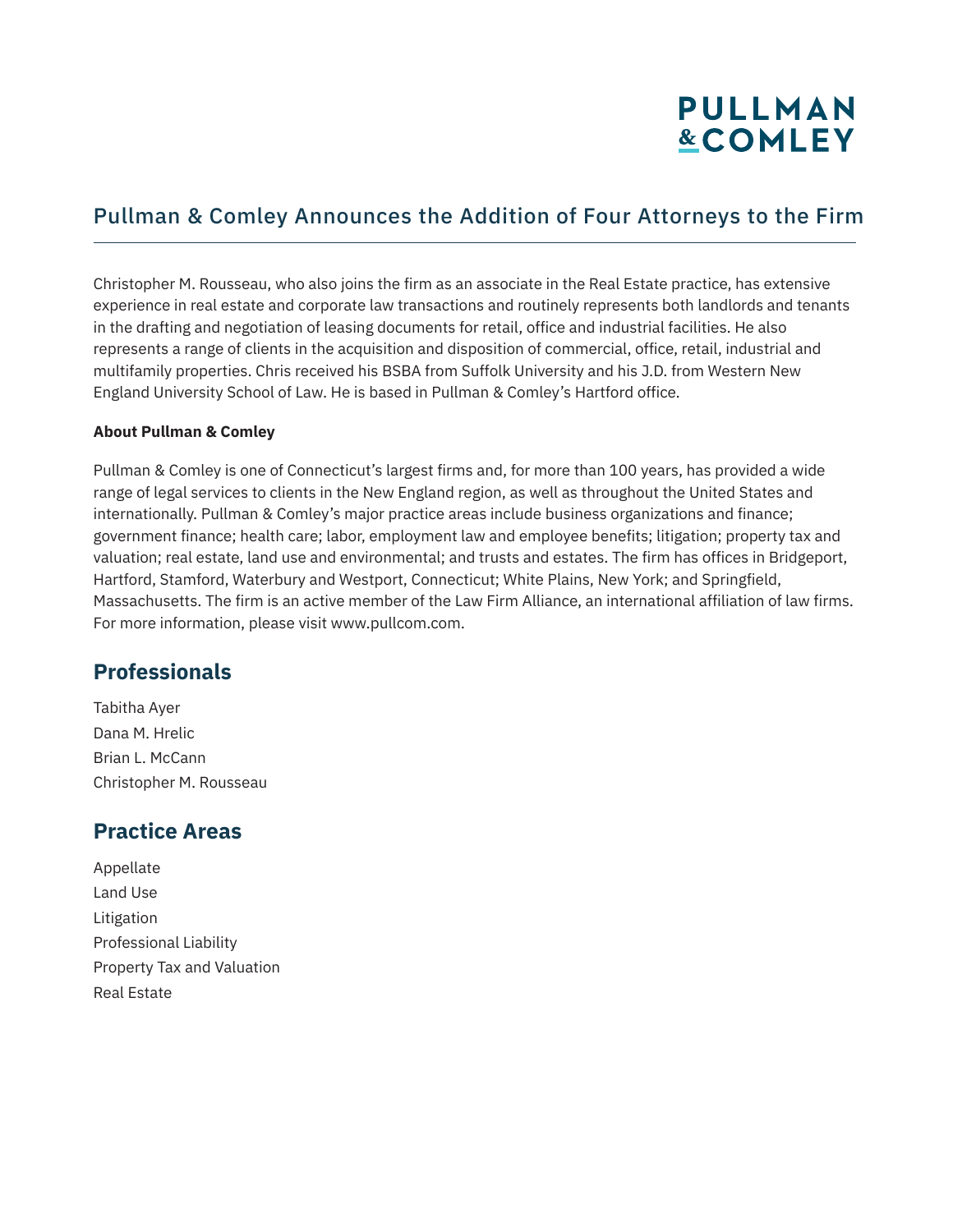# Pullman & Comley Announces the Addition of Four Attorneys to the Firm

Christopher M. Rousseau, who also joins the firm as an associate in the Real Estate practice, has extensive experience in real estate and corporate law transactions and routinely represents both landlords and tenants in the drafting and negotiation of leasing documents for retail, office and industrial facilities. He also represents a range of clients in the acquisition and disposition of commercial, office, retail, industrial and multifamily properties. Chris received his BSBA from Suffolk University and his J.D. from Western New England University School of Law. He is based in Pullman & Comley's Hartford office.

**About Pullman & Comley**

Pullman & Comley is one of Connecticut's largest firms and, for more than 100 years, has provided a wide range of legal services to clients in the New England region, as well as throughout the United States and internationally. Pullman & Comley's major practice areas include business organizations and finance; government finance; health care; labor, employment law and employee benefits; litigation; property tax and valuation; real estate, land use and environmental; and trusts and estates. The firm has offices in Bridgeport, Hartford, Stamford, Waterbury and Westport, Connecticut; White Plains, New York; and Springfield, Massachusetts. The firm is an active member of the Law Firm Alliance, an international affiliation of law firms. For more information, please visit www.pullcom.com.

## Professionals

Tabitha Ayer
Dana M. Hrelic
Brian L. McCann
Christopher M. Rousseau

## Practice Areas

Appellate
Land Use
Litigation
Professional Liability
Property Tax and Valuation
Real Estate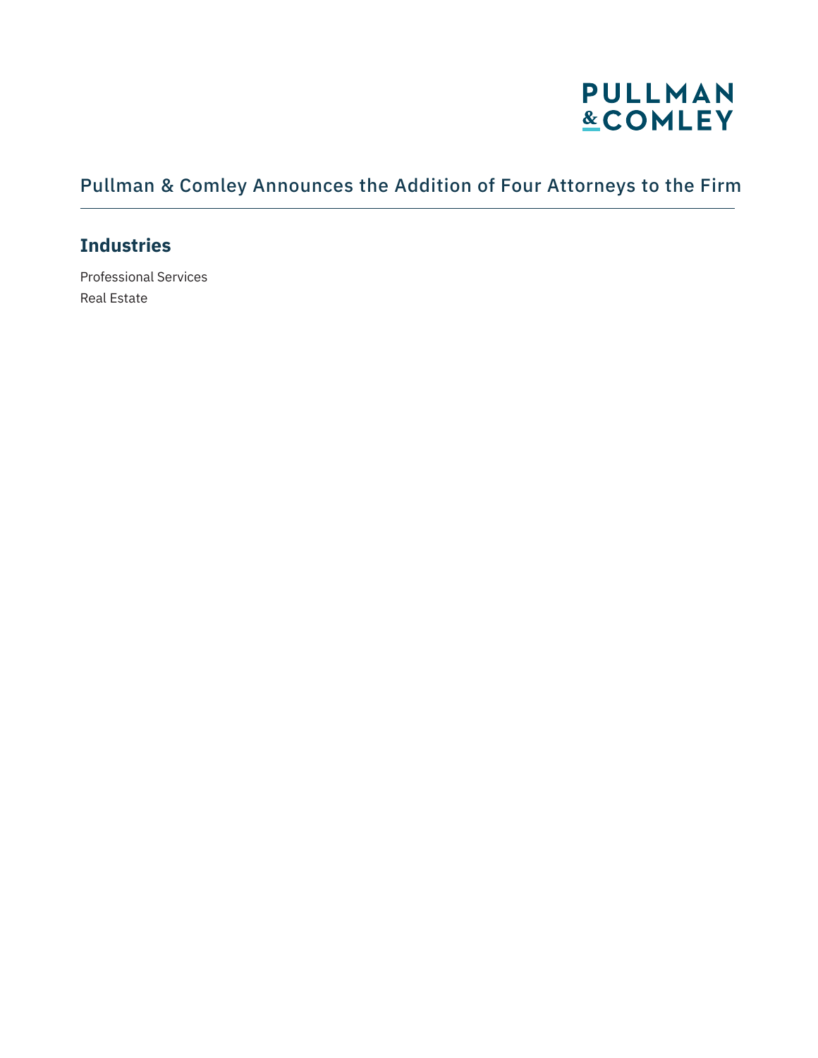Pullman & Comley Announces the Addition of Four Attorneys to the Firm

## Industries

Professional Services
Real Estate